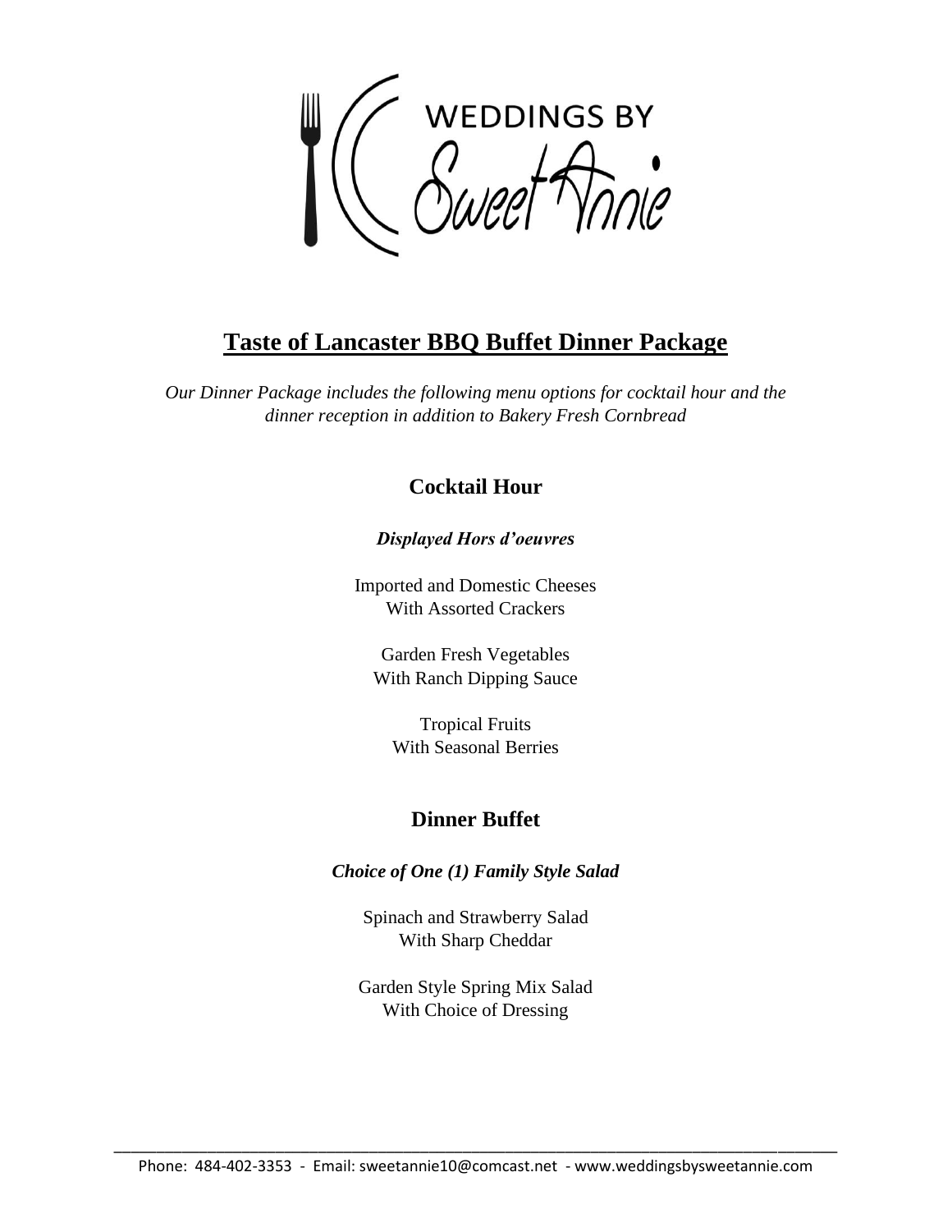WEDDINGS BY
Sweet Annie

# Taste of Lancaster BBQ Buffet Dinner Package

*Our Dinner Package includes the following menu options for cocktail hour and the dinner reception in addition to Bakery Fresh Cornbread*

## Cocktail Hour

***Displayed Hors d'oeuvres***

Imported and Domestic Cheeses
With Assorted Crackers

Garden Fresh Vegetables
With Ranch Dipping Sauce

Tropical Fruits
With Seasonal Berries

## Dinner Buffet

***Choice of One (1) Family Style Salad***

Spinach and Strawberry Salad
With Sharp Cheddar

Garden Style Spring Mix Salad
With Choice of Dressing

Phone: 484-402-3353 - Email: sweetannie10@comcast.net - www.weddingsbysweetannie.com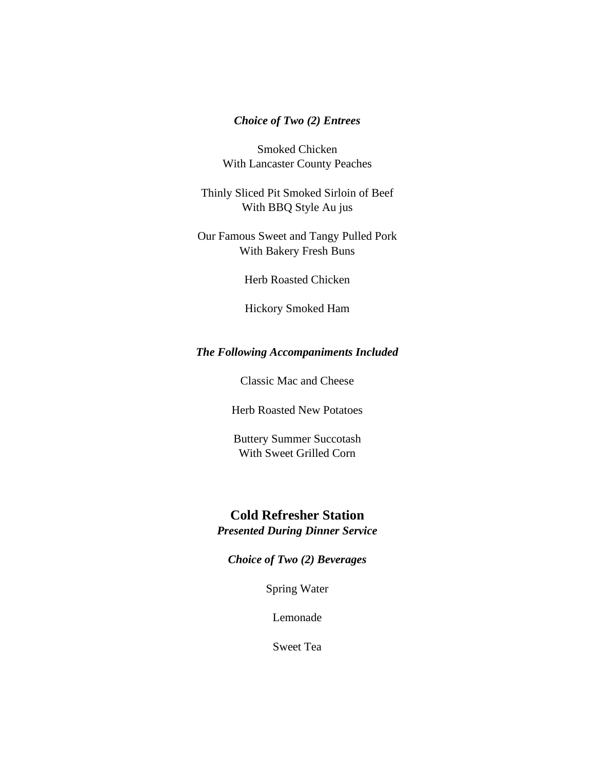***Choice of Two (2) Entrees***

Smoked Chicken
With Lancaster County Peaches

Thinly Sliced Pit Smoked Sirloin of Beef
With BBQ Style Au jus

Our Famous Sweet and Tangy Pulled Pork
With Bakery Fresh Buns

Herb Roasted Chicken

Hickory Smoked Ham

***The Following Accompaniments Included***

Classic Mac and Cheese

Herb Roasted New Potatoes

Buttery Summer Succotash
With Sweet Grilled Corn

## Cold Refresher Station

***Presented During Dinner Service***

***Choice of Two (2) Beverages***

Spring Water

Lemonade

Sweet Tea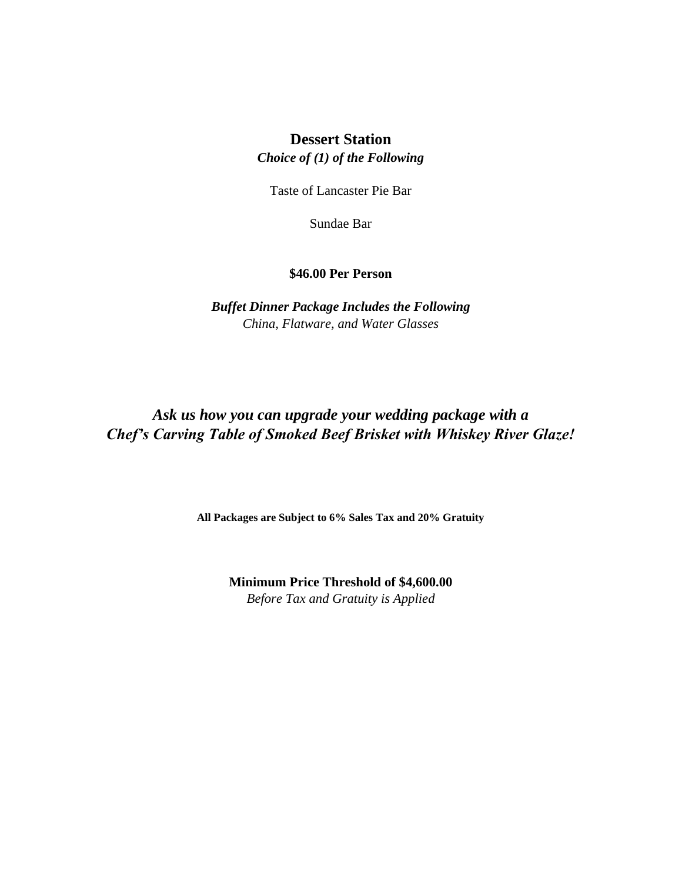## Dessert Station

***Choice of (1) of the Following***

Taste of Lancaster Pie Bar

Sundae Bar

**$46.00 Per Person**

***Buffet Dinner Package Includes the Following***
*China, Flatware, and Water Glasses*

***Ask us how you can upgrade your wedding package with a Chef's Carving Table of Smoked Beef Brisket with Whiskey River Glaze!***

**All Packages are Subject to 6% Sales Tax and 20% Gratuity**

**Minimum Price Threshold of $4,600.00**
*Before Tax and Gratuity is Applied*